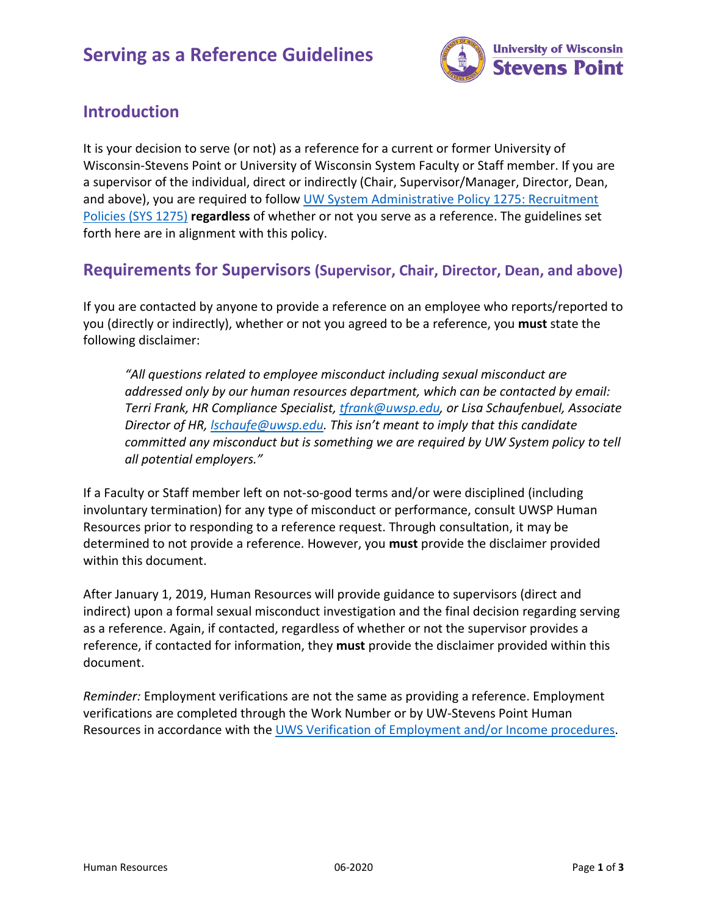# Serving as a Reference Guidelines

## Introduction

It is your decision to serve (or not) as a reference for a current or former University of Wisconsin-Stevens Point or University of Wisconsin System Faculty or Staff member. If you are a supervisor of the individual, direct or indirectly (Chair, Supervisor/Manager, Director, Dean, and above), you are required to follow [UW System Administrative Policy 1275: Recruitment Policies (SYS 1275)](#) **regardless** of whether or not you serve as a reference. The guidelines set forth here are in alignment with this policy.

## Requirements for Supervisors (Supervisor, Chair, Director, Dean, and above)

If you are contacted by anyone to provide a reference on an employee who reports/reported to you (directly or indirectly), whether or not you agreed to be a reference, you **must** state the following disclaimer:

> *"All questions related to employee misconduct including sexual misconduct are addressed only by our human resources department, which can be contacted by email: Terri Frank, HR Compliance Specialist, tfrank@uwsp.edu, or Lisa Schaufenbuel, Associate Director of HR, lschaufe@uwsp.edu. This isn't meant to imply that this candidate committed any misconduct but is something we are required by UW System policy to tell all potential employers."*

If a Faculty or Staff member left on not-so-good terms and/or were disciplined (including involuntary termination) for any type of misconduct or performance, consult UWSP Human Resources prior to responding to a reference request. Through consultation, it may be determined to not provide a reference. However, you **must** provide the disclaimer provided within this document.

After January 1, 2019, Human Resources will provide guidance to supervisors (direct and indirect) upon a formal sexual misconduct investigation and the final decision regarding serving as a reference. Again, if contacted, regardless of whether or not the supervisor provides a reference, if contacted for information, they **must** provide the disclaimer provided within this document.

*Reminder:* Employment verifications are not the same as providing a reference. Employment verifications are completed through the Work Number or by UW-Stevens Point Human Resources in accordance with the [UWS Verification of Employment and/or Income procedures](#).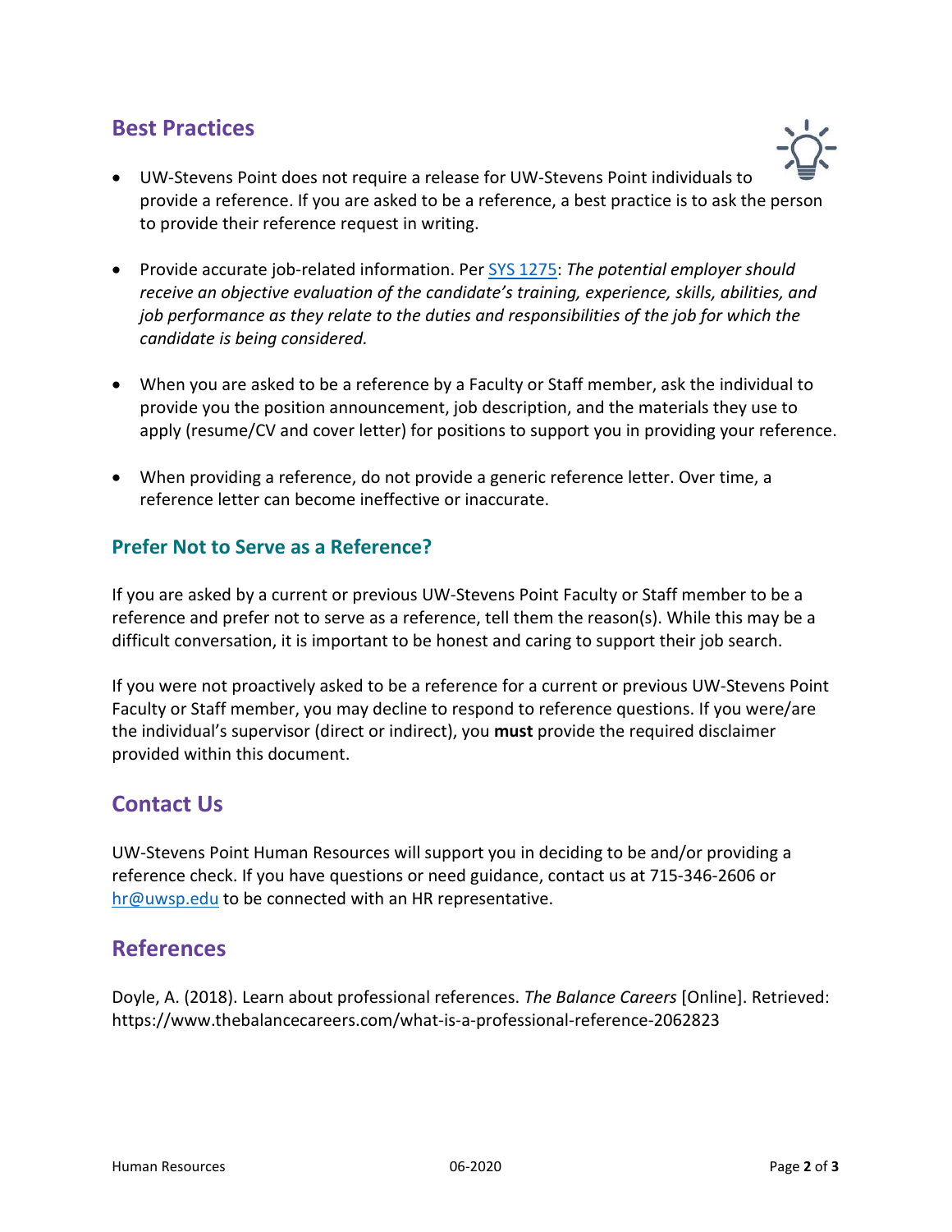## Best Practices

- UW-Stevens Point does not require a release for UW-Stevens Point individuals to provide a reference. If you are asked to be a reference, a best practice is to ask the person to provide their reference request in writing.

- Provide accurate job-related information. Per [SYS 1275](SYS 1275): *The potential employer should receive an objective evaluation of the candidate's training, experience, skills, abilities, and job performance as they relate to the duties and responsibilities of the job for which the candidate is being considered.*

- When you are asked to be a reference by a Faculty or Staff member, ask the individual to provide you the position announcement, job description, and the materials they use to apply (resume/CV and cover letter) for positions to support you in providing your reference.

- When providing a reference, do not provide a generic reference letter. Over time, a reference letter can become ineffective or inaccurate.

### Prefer Not to Serve as a Reference?

If you are asked by a current or previous UW-Stevens Point Faculty or Staff member to be a reference and prefer not to serve as a reference, tell them the reason(s). While this may be a difficult conversation, it is important to be honest and caring to support their job search.

If you were not proactively asked to be a reference for a current or previous UW-Stevens Point Faculty or Staff member, you may decline to respond to reference questions. If you were/are the individual's supervisor (direct or indirect), you **must** provide the required disclaimer provided within this document.

## Contact Us

UW-Stevens Point Human Resources will support you in deciding to be and/or providing a reference check. If you have questions or need guidance, contact us at 715-346-2606 or hr@uwsp.edu to be connected with an HR representative.

## References

Doyle, A. (2018). Learn about professional references. *The Balance Careers* [Online]. Retrieved: https://www.thebalancecareers.com/what-is-a-professional-reference-2062823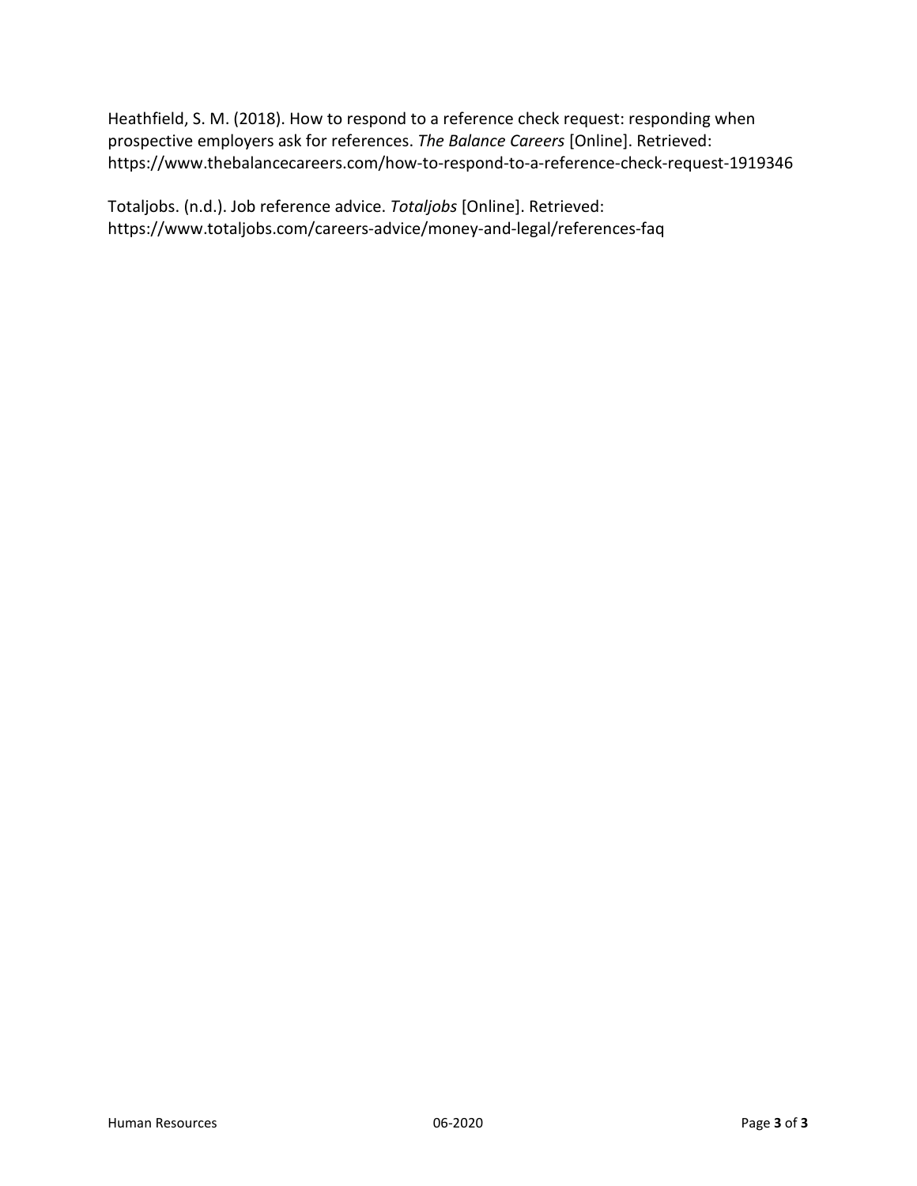Heathfield, S. M. (2018). How to respond to a reference check request: responding when prospective employers ask for references. *The Balance Careers* [Online]. Retrieved: https://www.thebalancecareers.com/how-to-respond-to-a-reference-check-request-1919346

Totaljobs. (n.d.). Job reference advice. *Totaljobs* [Online]. Retrieved: https://www.totaljobs.com/careers-advice/money-and-legal/references-faq